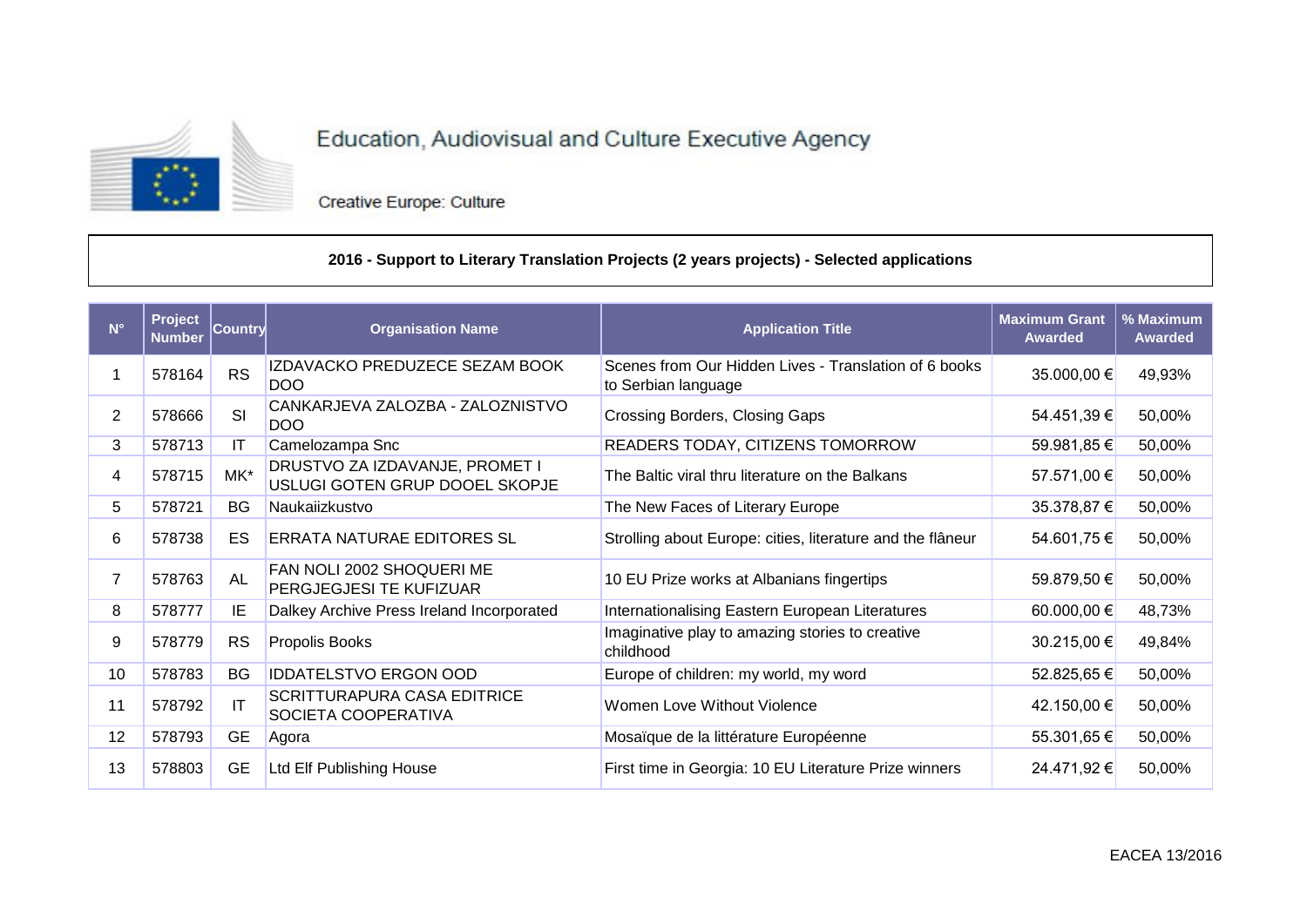Education, Audiovisual and Culture Executive Agency

Creative Europe: Culture

**2016 - Support to Literary Translation Projects (2 years projects) - Selected applications**

| N° | Project Number | Country | Organisation Name | Application Title | Maximum Grant Awarded | % Maximum Awarded |
|---|---|---|---|---|---|---|
| 1 | 578164 | RS | IZDAVACKO PREDUZECE SEZAM BOOK DOO | Scenes from Our Hidden Lives - Translation of 6 books to Serbian language | 35.000,00 € | 49,93% |
| 2 | 578666 | SI | CANKARJEVA ZALOZBA - ZALOZNISTVO DOO | Crossing Borders, Closing Gaps | 54.451,39 € | 50,00% |
| 3 | 578713 | IT | Camelozampa Snc | READERS TODAY, CITIZENS TOMORROW | 59.981,85 € | 50,00% |
| 4 | 578715 | MK* | DRUSTVO ZA IZDAVANJE, PROMET I USLUGI GOTEN GRUP DOOEL SKOPJE | The Baltic viral thru literature on the Balkans | 57.571,00 € | 50,00% |
| 5 | 578721 | BG | Naukaiizkustvo | The New Faces of Literary Europe | 35.378,87 € | 50,00% |
| 6 | 578738 | ES | ERRATA NATURAE EDITORES SL | Strolling about Europe: cities, literature and the flâneur | 54.601,75 € | 50,00% |
| 7 | 578763 | AL | FAN NOLI 2002 SHOQERI ME PERGJEGJESI TE KUFIZUAR | 10 EU Prize works at Albanians fingertips | 59.879,50 € | 50,00% |
| 8 | 578777 | IE | Dalkey Archive Press Ireland Incorporated | Internationalising Eastern European Literatures | 60.000,00 € | 48,73% |
| 9 | 578779 | RS | Propolis Books | Imaginative play to amazing stories to creative childhood | 30.215,00 € | 49,84% |
| 10 | 578783 | BG | IDDATELSTVO ERGON OOD | Europe of children: my world, my word | 52.825,65 € | 50,00% |
| 11 | 578792 | IT | SCRITTURAPURA CASA EDITRICE SOCIETA COOPERATIVA | Women Love Without Violence | 42.150,00 € | 50,00% |
| 12 | 578793 | GE | Agora | Mosaïque de la littérature Européenne | 55.301,65 € | 50,00% |
| 13 | 578803 | GE | Ltd Elf Publishing House | First time in Georgia: 10 EU Literature Prize winners | 24.471,92 € | 50,00% |

EACEA 13/2016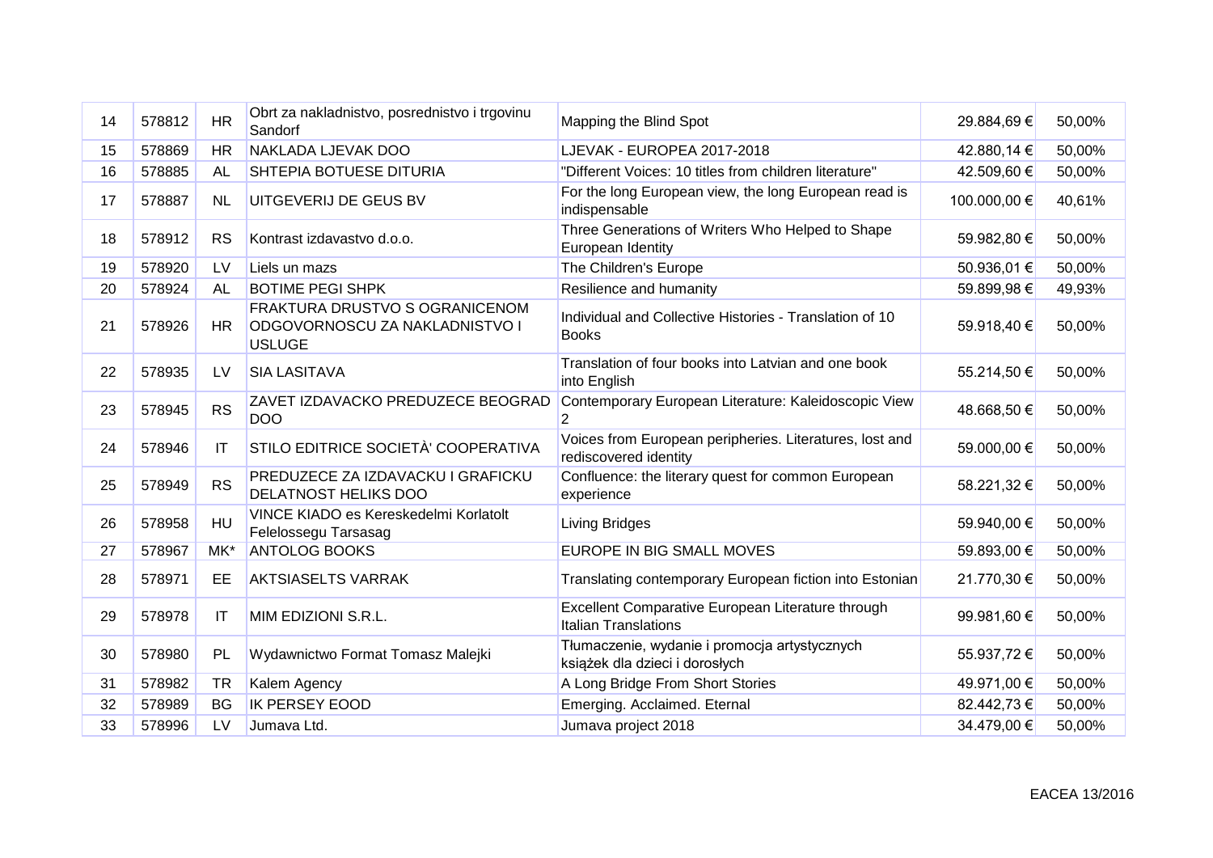| 14 | 578812 | HR | Obrt za nakladnistvo, posrednistvo i trgovinu Sandorf | Mapping the Blind Spot | 29.884,69 € | 50,00% |
|---|---|---|---|---|---|---|
| 15 | 578869 | HR | NAKLADA LJEVAK DOO | LJEVAK - EUROPEA 2017-2018 | 42.880,14 € | 50,00% |
| 16 | 578885 | AL | SHTEPIA BOTUESE DITURIA | "Different Voices: 10 titles from children literature" | 42.509,60 € | 50,00% |
| 17 | 578887 | NL | UITGEVERIJ DE GEUS BV | For the long European view, the long European read is indispensable | 100.000,00 € | 40,61% |
| 18 | 578912 | RS | Kontrast izdavastvo d.o.o. | Three Generations of Writers Who Helped to Shape European Identity | 59.982,80 € | 50,00% |
| 19 | 578920 | LV | Liels un mazs | The Children's Europe | 50.936,01 € | 50,00% |
| 20 | 578924 | AL | BOTIME PEGI SHPK | Resilience and humanity | 59.899,98 € | 49,93% |
| 21 | 578926 | HR | FRAKTURA DRUSTVO S OGRANICENOM ODGOVORNOSCU ZA NAKLADNISTVO I USLUGE | Individual and Collective Histories - Translation of 10 Books | 59.918,40 € | 50,00% |
| 22 | 578935 | LV | SIA LASITAVA | Translation of four books into Latvian and one book into English | 55.214,50 € | 50,00% |
| 23 | 578945 | RS | ZAVET IZDAVACKO PREDUZECE BEOGRAD DOO | Contemporary European Literature: Kaleidoscopic View 2 | 48.668,50 € | 50,00% |
| 24 | 578946 | IT | STILO EDITRICE SOCIETÀ' COOPERATIVA | Voices from European peripheries. Literatures, lost and rediscovered identity | 59.000,00 € | 50,00% |
| 25 | 578949 | RS | PREDUZECE ZA IZDAVACKU I GRAFICKU DELATNOST HELIKS DOO | Confluence: the literary quest for common European experience | 58.221,32 € | 50,00% |
| 26 | 578958 | HU | VINCE KIADO es Kereskedelmi Korlatolt Felelossegu Tarsasag | Living Bridges | 59.940,00 € | 50,00% |
| 27 | 578967 | MK* | ANTOLOG BOOKS | EUROPE IN BIG SMALL MOVES | 59.893,00 € | 50,00% |
| 28 | 578971 | EE | AKTSIASELTS VARRAK | Translating contemporary European fiction into Estonian | 21.770,30 € | 50,00% |
| 29 | 578978 | IT | MIM EDIZIONI S.R.L. | Excellent Comparative European Literature through Italian Translations | 99.981,60 € | 50,00% |
| 30 | 578980 | PL | Wydawnictwo Format Tomasz Malejki | Tłumaczenie, wydanie i promocja artystycznych książek dla dzieci i dorosłych | 55.937,72 € | 50,00% |
| 31 | 578982 | TR | Kalem Agency | A Long Bridge From Short Stories | 49.971,00 € | 50,00% |
| 32 | 578989 | BG | IK PERSEY EOOD | Emerging. Acclaimed. Eternal | 82.442,73 € | 50,00% |
| 33 | 578996 | LV | Jumava Ltd. | Jumava project 2018 | 34.479,00 € | 50,00% |

EACEA 13/2016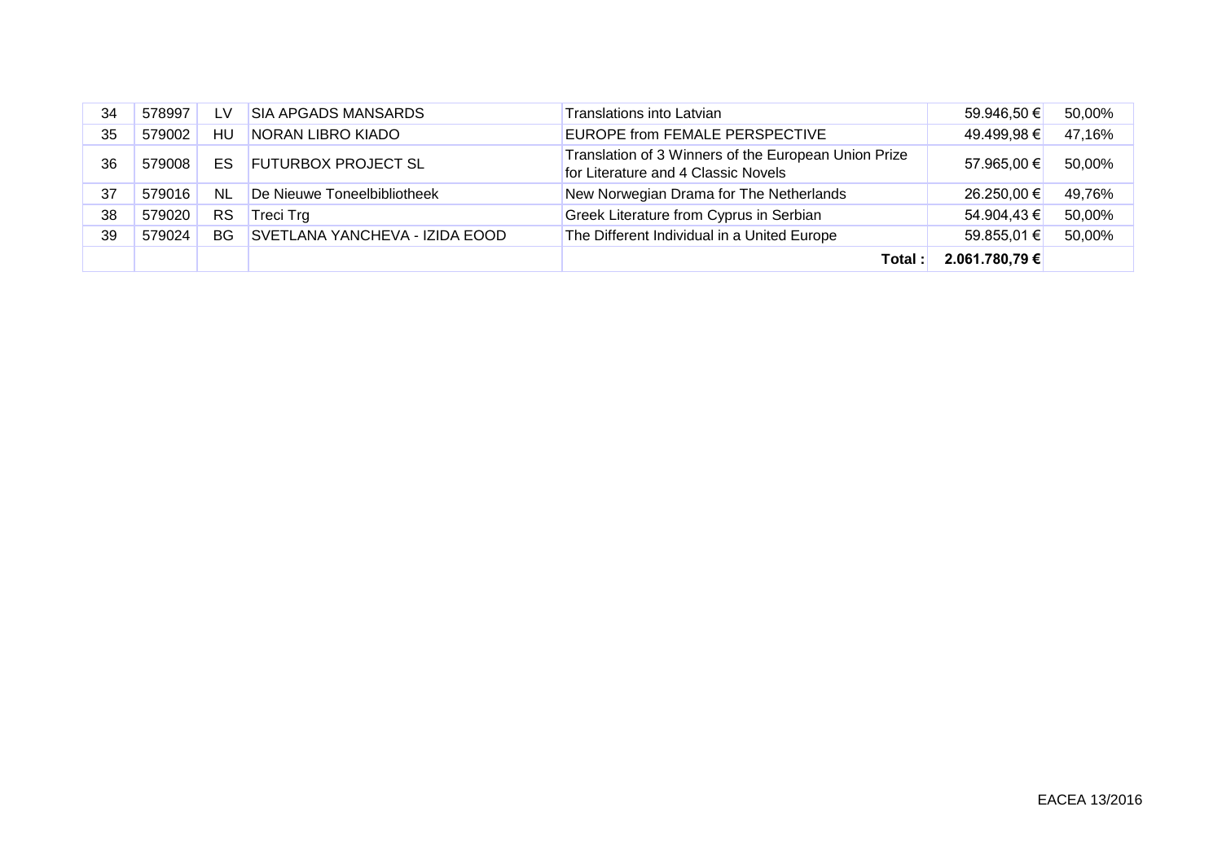| 34 | 578997 | LV | SIA APGADS MANSARDS | Translations into Latvian | 59.946,50 € | 50,00% |
|---|---|---|---|---|---|---|
| 35 | 579002 | HU | NORAN LIBRO KIADO | EUROPE from FEMALE PERSPECTIVE | 49.499,98 € | 47,16% |
| 36 | 579008 | ES | FUTURBOX PROJECT SL | Translation of 3 Winners of the European Union Prize for Literature and 4 Classic Novels | 57.965,00 € | 50,00% |
| 37 | 579016 | NL | De Nieuwe Toneelbibliotheek | New Norwegian Drama for The Netherlands | 26.250,00 € | 49,76% |
| 38 | 579020 | RS | Treci Trg | Greek Literature from Cyprus in Serbian | 54.904,43 € | 50,00% |
| 39 | 579024 | BG | SVETLANA YANCHEVA - IZIDA EOOD | The Different Individual in a United Europe | 59.855,01 € | 50,00% |
| | | | | **Total :** | **2.061.780,79 €** | |

EACEA 13/2016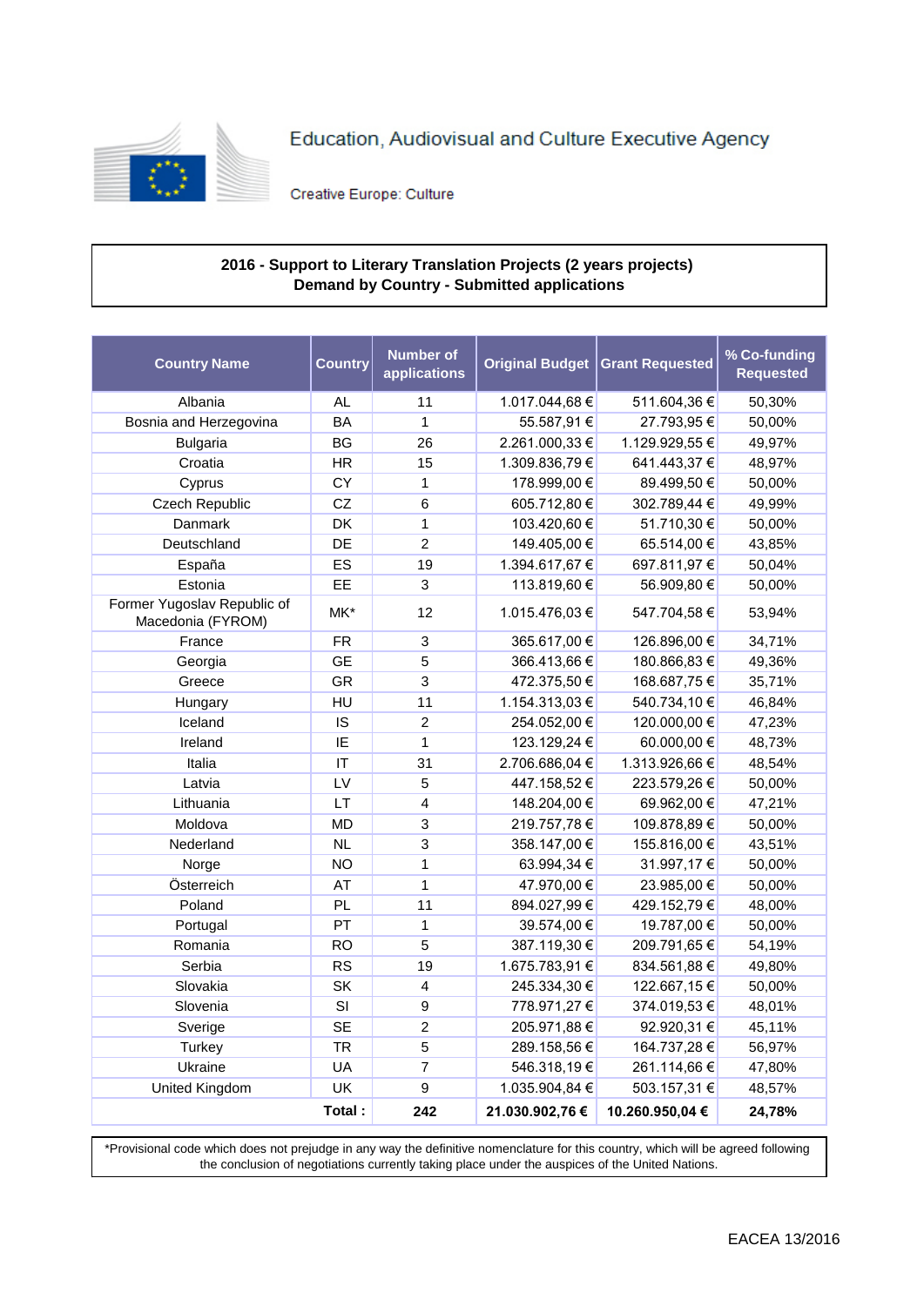Education, Audiovisual and Culture Executive Agency

Creative Europe: Culture

**2016 - Support to Literary Translation Projects (2 years projects)**
**Demand by Country - Submitted applications**

| Country Name | Country | Number of applications | Original Budget | Grant Requested | % Co-funding Requested |
|---|---|---|---|---|---|
| Albania | AL | 11 | 1.017.044,68 € | 511.604,36 € | 50,30% |
| Bosnia and Herzegovina | BA | 1 | 55.587,91 € | 27.793,95 € | 50,00% |
| Bulgaria | BG | 26 | 2.261.000,33 € | 1.129.929,55 € | 49,97% |
| Croatia | HR | 15 | 1.309.836,79 € | 641.443,37 € | 48,97% |
| Cyprus | CY | 1 | 178.999,00 € | 89.499,50 € | 50,00% |
| Czech Republic | CZ | 6 | 605.712,80 € | 302.789,44 € | 49,99% |
| Danmark | DK | 1 | 103.420,60 € | 51.710,30 € | 50,00% |
| Deutschland | DE | 2 | 149.405,00 € | 65.514,00 € | 43,85% |
| España | ES | 19 | 1.394.617,67 € | 697.811,97 € | 50,04% |
| Estonia | EE | 3 | 113.819,60 € | 56.909,80 € | 50,00% |
| Former Yugoslav Republic of Macedonia (FYROM) | MK* | 12 | 1.015.476,03 € | 547.704,58 € | 53,94% |
| France | FR | 3 | 365.617,00 € | 126.896,00 € | 34,71% |
| Georgia | GE | 5 | 366.413,66 € | 180.866,83 € | 49,36% |
| Greece | GR | 3 | 472.375,50 € | 168.687,75 € | 35,71% |
| Hungary | HU | 11 | 1.154.313,03 € | 540.734,10 € | 46,84% |
| Iceland | IS | 2 | 254.052,00 € | 120.000,00 € | 47,23% |
| Ireland | IE | 1 | 123.129,24 € | 60.000,00 € | 48,73% |
| Italia | IT | 31 | 2.706.686,04 € | 1.313.926,66 € | 48,54% |
| Latvia | LV | 5 | 447.158,52 € | 223.579,26 € | 50,00% |
| Lithuania | LT | 4 | 148.204,00 € | 69.962,00 € | 47,21% |
| Moldova | MD | 3 | 219.757,78 € | 109.878,89 € | 50,00% |
| Nederland | NL | 3 | 358.147,00 € | 155.816,00 € | 43,51% |
| Norge | NO | 1 | 63.994,34 € | 31.997,17 € | 50,00% |
| Österreich | AT | 1 | 47.970,00 € | 23.985,00 € | 50,00% |
| Poland | PL | 11 | 894.027,99 € | 429.152,79 € | 48,00% |
| Portugal | PT | 1 | 39.574,00 € | 19.787,00 € | 50,00% |
| Romania | RO | 5 | 387.119,30 € | 209.791,65 € | 54,19% |
| Serbia | RS | 19 | 1.675.783,91 € | 834.561,88 € | 49,80% |
| Slovakia | SK | 4 | 245.334,30 € | 122.667,15 € | 50,00% |
| Slovenia | SI | 9 | 778.971,27 € | 374.019,53 € | 48,01% |
| Sverige | SE | 2 | 205.971,88 € | 92.920,31 € | 45,11% |
| Turkey | TR | 5 | 289.158,56 € | 164.737,28 € | 56,97% |
| Ukraine | UA | 7 | 546.318,19 € | 261.114,66 € | 47,80% |
| United Kingdom | UK | 9 | 1.035.904,84 € | 503.157,31 € | 48,57% |
| | **Total :** | **242** | **21.030.902,76 €** | **10.260.950,04 €** | **24,78%** |

*Provisional code which does not prejudge in any way the definitive nomenclature for this country, which will be agreed following the conclusion of negotiations currently taking place under the auspices of the United Nations.

EACEA 13/2016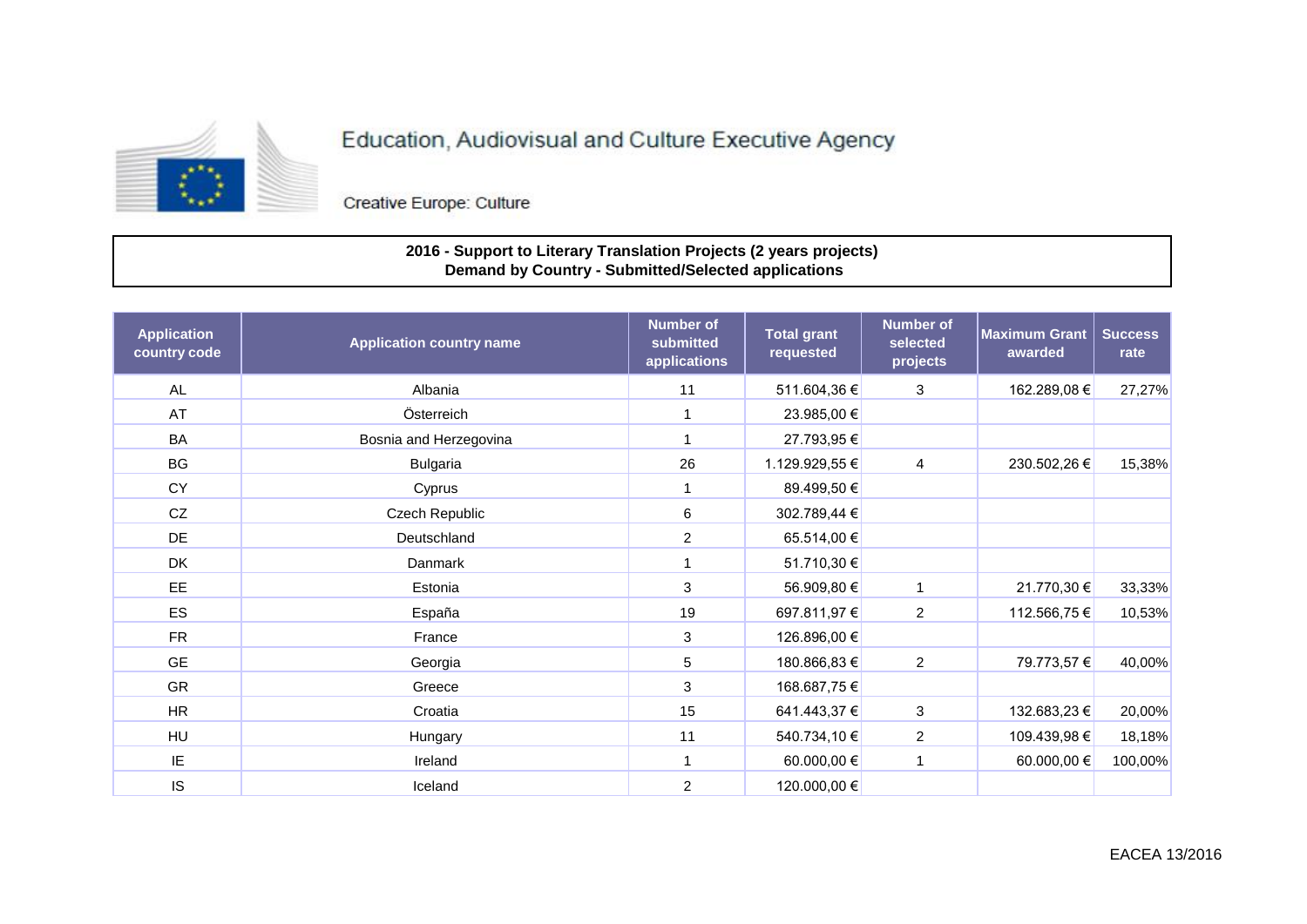Education, Audiovisual and Culture Executive Agency

Creative Europe: Culture

**2016 - Support to Literary Translation Projects (2 years projects)**
**Demand by Country - Submitted/Selected applications**

| Application country code | Application country name | Number of submitted applications | Total grant requested | Number of selected projects | Maximum Grant awarded | Success rate |
|---|---|---|---|---|---|---|
| AL | Albania | 11 | 511.604,36 € | 3 | 162.289,08 € | 27,27% |
| AT | Österreich | 1 | 23.985,00 € | | | |
| BA | Bosnia and Herzegovina | 1 | 27.793,95 € | | | |
| BG | Bulgaria | 26 | 1.129.929,55 € | 4 | 230.502,26 € | 15,38% |
| CY | Cyprus | 1 | 89.499,50 € | | | |
| CZ | Czech Republic | 6 | 302.789,44 € | | | |
| DE | Deutschland | 2 | 65.514,00 € | | | |
| DK | Danmark | 1 | 51.710,30 € | | | |
| EE | Estonia | 3 | 56.909,80 € | 1 | 21.770,30 € | 33,33% |
| ES | España | 19 | 697.811,97 € | 2 | 112.566,75 € | 10,53% |
| FR | France | 3 | 126.896,00 € | | | |
| GE | Georgia | 5 | 180.866,83 € | 2 | 79.773,57 € | 40,00% |
| GR | Greece | 3 | 168.687,75 € | | | |
| HR | Croatia | 15 | 641.443,37 € | 3 | 132.683,23 € | 20,00% |
| HU | Hungary | 11 | 540.734,10 € | 2 | 109.439,98 € | 18,18% |
| IE | Ireland | 1 | 60.000,00 € | 1 | 60.000,00 € | 100,00% |
| IS | Iceland | 2 | 120.000,00 € | | | |

EACEA 13/2016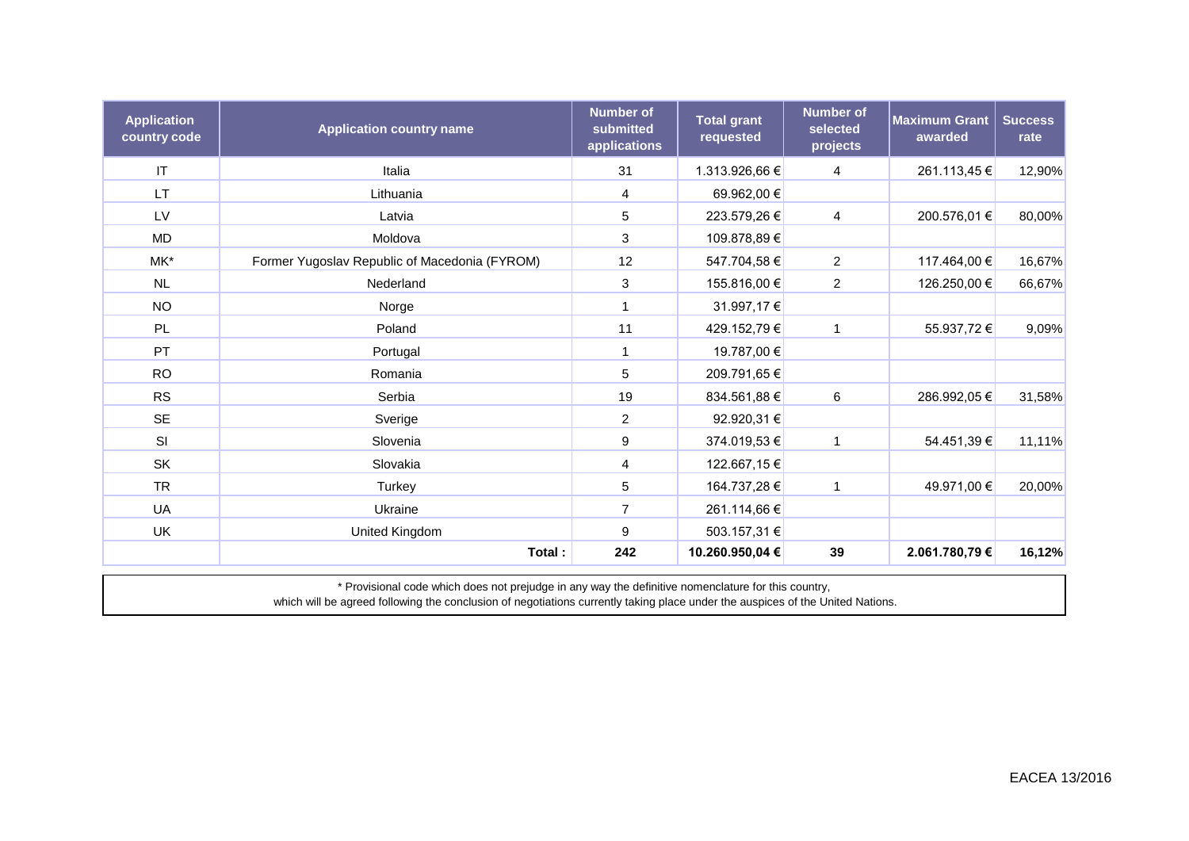| Application country code | Application country name | Number of submitted applications | Total grant requested | Number of selected projects | Maximum Grant awarded | Success rate |
|---|---|---|---|---|---|---|
| IT | Italia | 31 | 1.313.926,66 € | 4 | 261.113,45 € | 12,90% |
| LT | Lithuania | 4 | 69.962,00 € | | | |
| LV | Latvia | 5 | 223.579,26 € | 4 | 200.576,01 € | 80,00% |
| MD | Moldova | 3 | 109.878,89 € | | | |
| MK* | Former Yugoslav Republic of Macedonia (FYROM) | 12 | 547.704,58 € | 2 | 117.464,00 € | 16,67% |
| NL | Nederland | 3 | 155.816,00 € | 2 | 126.250,00 € | 66,67% |
| NO | Norge | 1 | 31.997,17 € | | | |
| PL | Poland | 11 | 429.152,79 € | 1 | 55.937,72 € | 9,09% |
| PT | Portugal | 1 | 19.787,00 € | | | |
| RO | Romania | 5 | 209.791,65 € | | | |
| RS | Serbia | 19 | 834.561,88 € | 6 | 286.992,05 € | 31,58% |
| SE | Sverige | 2 | 92.920,31 € | | | |
| SI | Slovenia | 9 | 374.019,53 € | 1 | 54.451,39 € | 11,11% |
| SK | Slovakia | 4 | 122.667,15 € | | | |
| TR | Turkey | 5 | 164.737,28 € | 1 | 49.971,00 € | 20,00% |
| UA | Ukraine | 7 | 261.114,66 € | | | |
| UK | United Kingdom | 9 | 503.157,31 € | | | |
| | **Total :** | **242** | **10.260.950,04 €** | **39** | **2.061.780,79 €** | **16,12%** |

* Provisional code which does not prejudge in any way the definitive nomenclature for this country, which will be agreed following the conclusion of negotiations currently taking place under the auspices of the United Nations.

EACEA 13/2016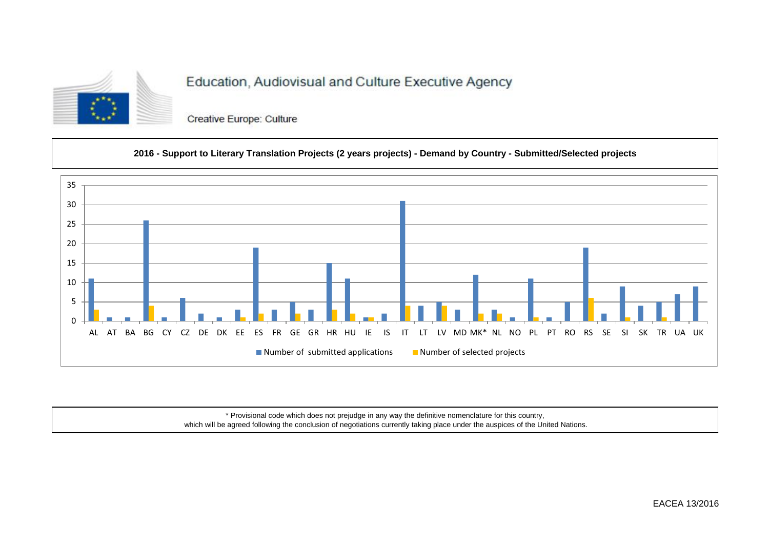Education, Audiovisual and Culture Executive Agency

Creative Europe: Culture

**2016 - Support to Literary Translation Projects (2 years projects) - Demand by Country - Submitted/Selected projects**

35
30
25
20
15
10
5
0

AL AT BA BG CY CZ DE DK EE ES FR GE GR HR HU IE IS IT LT LV MD MK* NL NO PL PT RO RS SE SI SK TR UA UK

Number of submitted applications
Number of selected projects

\* Provisional code which does not prejudge in any way the definitive nomenclature for this country,
which will be agreed following the conclusion of negotiations currently taking place under the auspices of the United Nations.

EACEA 13/2016